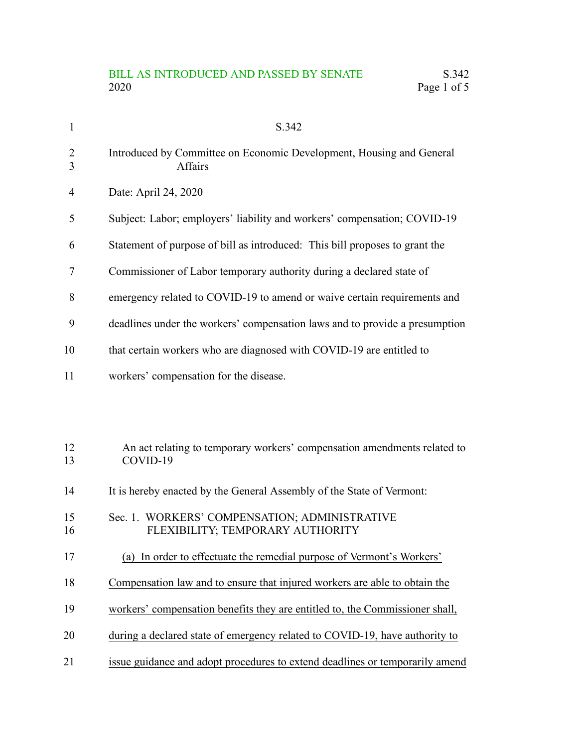# S.342

Introduced by Committee on Economic Development, Housing and General Affairs

Date: April 24, 2020

Subject: Labor; employers' liability and workers' compensation; COVID-19

Statement of purpose of bill as introduced: This bill proposes to grant the Commissioner of Labor temporary authority during a declared state of emergency related to COVID-19 to amend or waive certain requirements and deadlines under the workers' compensation laws and to provide a presumption that certain workers who are diagnosed with COVID-19 are entitled to workers' compensation for the disease.

An act relating to temporary workers' compensation amendments related to COVID-19

It is hereby enacted by the General Assembly of the State of Vermont:

## Sec. 1. WORKERS' COMPENSATION; ADMINISTRATIVE FLEXIBILITY; TEMPORARY AUTHORITY

(a) In order to effectuate the remedial purpose of Vermont's Workers' Compensation law and to ensure that injured workers are able to obtain the workers' compensation benefits they are entitled to, the Commissioner shall, during a declared state of emergency related to COVID-19, have authority to issue guidance and adopt procedures to extend deadlines or temporarily amend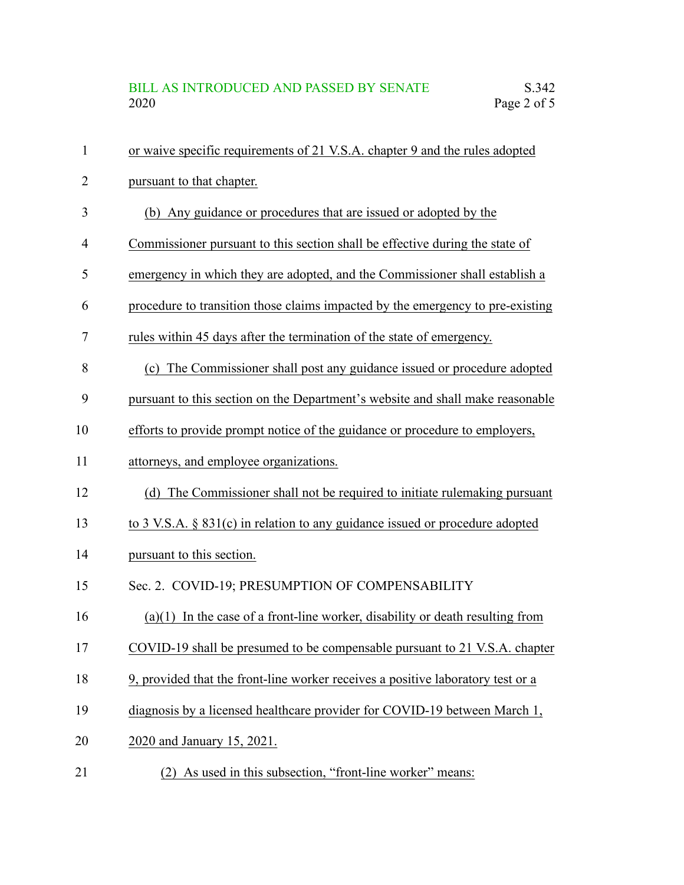or waive specific requirements of 21 V.S.A. chapter 9 and the rules adopted pursuant to that chapter.

(b) Any guidance or procedures that are issued or adopted by the Commissioner pursuant to this section shall be effective during the state of emergency in which they are adopted, and the Commissioner shall establish a procedure to transition those claims impacted by the emergency to pre-existing rules within 45 days after the termination of the state of emergency.

(c) The Commissioner shall post any guidance issued or procedure adopted pursuant to this section on the Department's website and shall make reasonable efforts to provide prompt notice of the guidance or procedure to employers, attorneys, and employee organizations.

(d) The Commissioner shall not be required to initiate rulemaking pursuant to 3 V.S.A. § 831(c) in relation to any guidance issued or procedure adopted pursuant to this section.

Sec. 2. COVID-19; PRESUMPTION OF COMPENSABILITY

(a)(1) In the case of a front-line worker, disability or death resulting from COVID-19 shall be presumed to be compensable pursuant to 21 V.S.A. chapter 9, provided that the front-line worker receives a positive laboratory test or a diagnosis by a licensed healthcare provider for COVID-19 between March 1, 2020 and January 15, 2021.

(2) As used in this subsection, "front-line worker" means: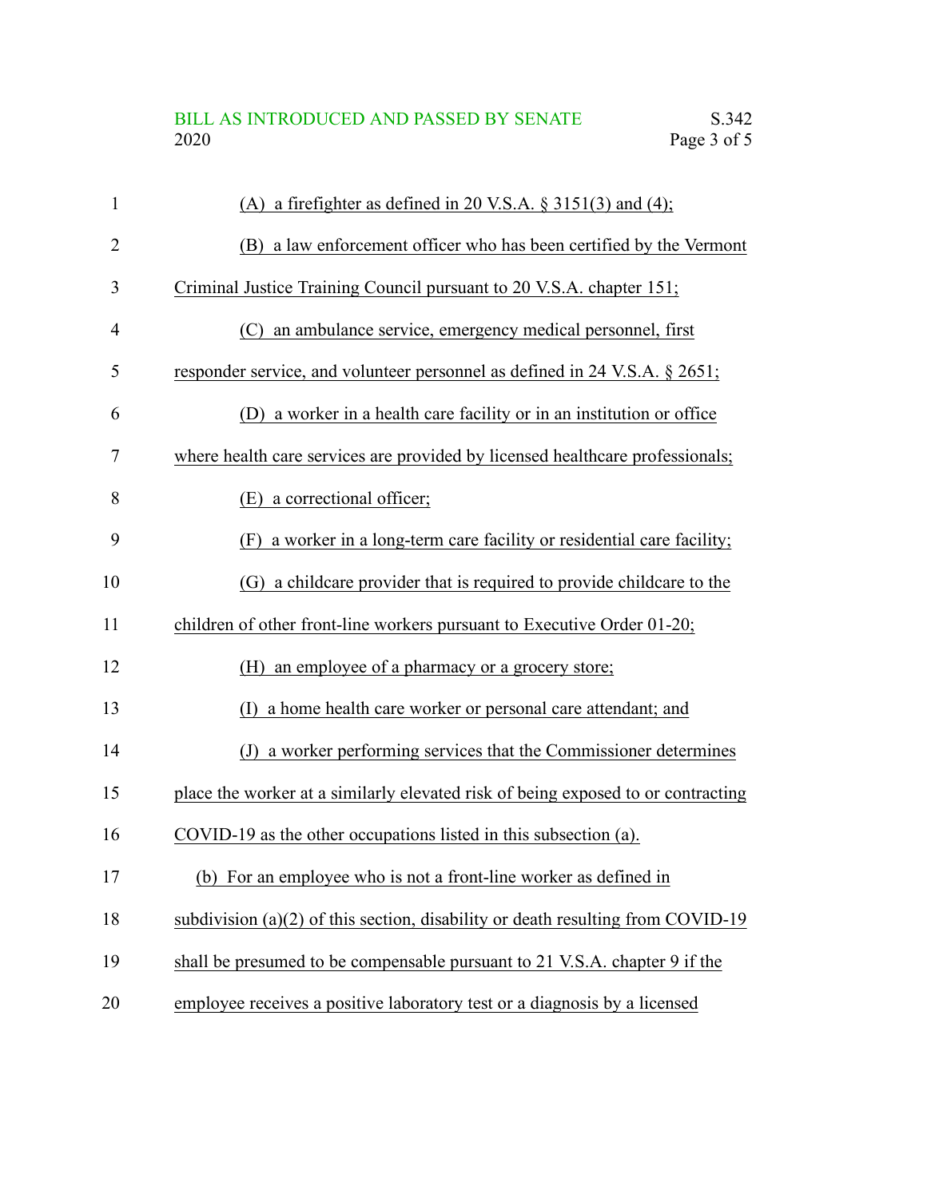(A) a firefighter as defined in 20 V.S.A. § 3151(3) and (4);

(B) a law enforcement officer who has been certified by the Vermont Criminal Justice Training Council pursuant to 20 V.S.A. chapter 151;

(C) an ambulance service, emergency medical personnel, first responder service, and volunteer personnel as defined in 24 V.S.A. § 2651;

(D) a worker in a health care facility or in an institution or office where health care services are provided by licensed healthcare professionals;

(E) a correctional officer;

(F) a worker in a long-term care facility or residential care facility;

(G) a childcare provider that is required to provide childcare to the children of other front-line workers pursuant to Executive Order 01-20;

(H) an employee of a pharmacy or a grocery store;

(I) a home health care worker or personal care attendant; and

(J) a worker performing services that the Commissioner determines place the worker at a similarly elevated risk of being exposed to or contracting COVID-19 as the other occupations listed in this subsection (a).

(b) For an employee who is not a front-line worker as defined in subdivision (a)(2) of this section, disability or death resulting from COVID-19 shall be presumed to be compensable pursuant to 21 V.S.A. chapter 9 if the employee receives a positive laboratory test or a diagnosis by a licensed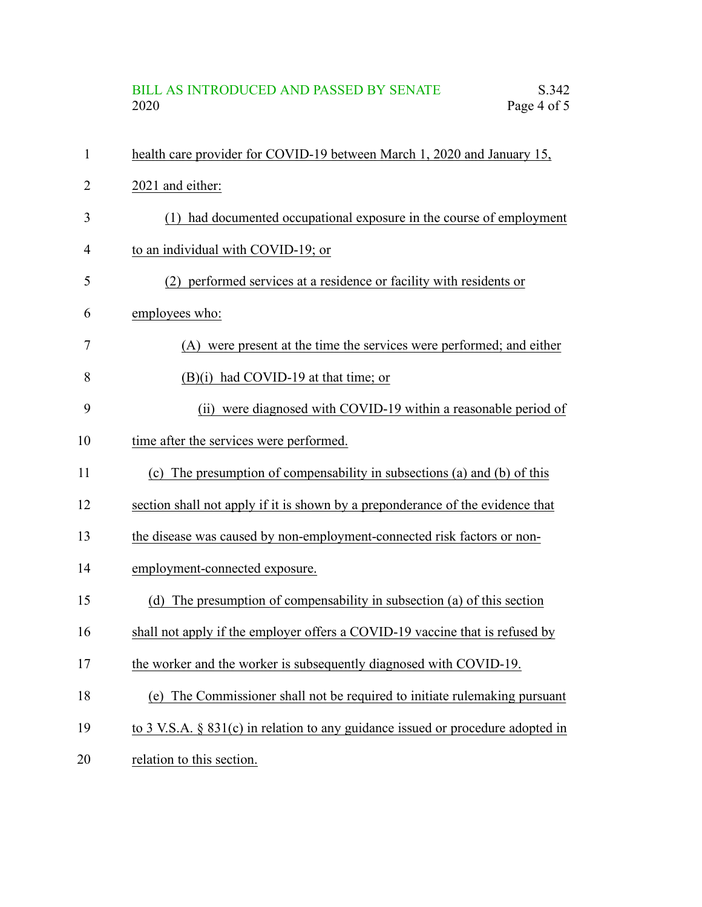health care provider for COVID-19 between March 1, 2020 and January 15, 2021 and either:

(1) had documented occupational exposure in the course of employment to an individual with COVID-19; or

(2) performed services at a residence or facility with residents or employees who:

(A) were present at the time the services were performed; and either

(B)(i) had COVID-19 at that time; or

(ii) were diagnosed with COVID-19 within a reasonable period of time after the services were performed.

(c) The presumption of compensability in subsections (a) and (b) of this section shall not apply if it is shown by a preponderance of the evidence that the disease was caused by non-employment-connected risk factors or non-employment-connected exposure.

(d) The presumption of compensability in subsection (a) of this section shall not apply if the employer offers a COVID-19 vaccine that is refused by the worker and the worker is subsequently diagnosed with COVID-19.

(e) The Commissioner shall not be required to initiate rulemaking pursuant to 3 V.S.A. § 831(c) in relation to any guidance issued or procedure adopted in relation to this section.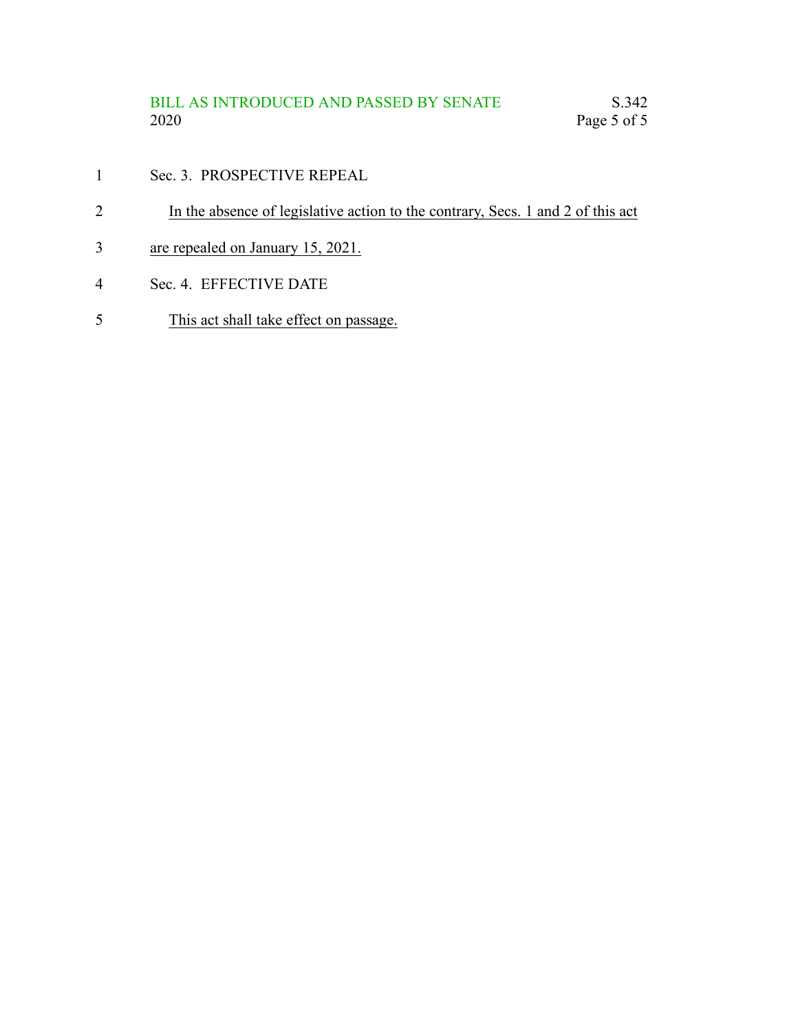Sec. 3. PROSPECTIVE REPEAL

In the absence of legislative action to the contrary, Secs. 1 and 2 of this act are repealed on January 15, 2021.

Sec. 4. EFFECTIVE DATE

This act shall take effect on passage.